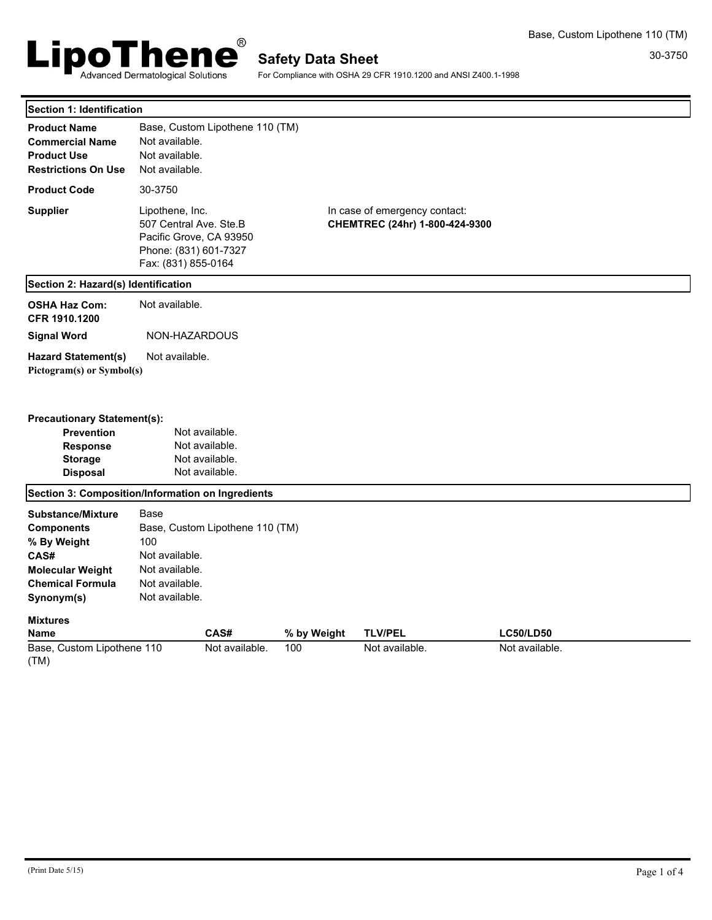# LipoThene®

Advanced Dermatological Solutions

## Safety Data Sheet

For Compliance with OSHA 29 CFR 1910.1200 and ANSI Z400.1-1998

Base, Custom Lipothene 110 (TM)

30-3750

### Section 1: Identification

**Product Name** Base, Custom Lipothene 110 (TM)
**Commercial Name** Not available.
**Product Use** Not available.
**Restrictions On Use** Not available.

**Product Code** 30-3750

**Supplier**
Lipothene, Inc.
507 Central Ave. Ste.B
Pacific Grove, CA 93950
Phone: (831) 601-7327
Fax: (831) 855-0164

In case of emergency contact:
**CHEMTREC (24hr) 1-800-424-9300**

### Section 2: Hazard(s) Identification

**OSHA Haz Com: CFR 1910.1200** Not available.

**Signal Word** NON-HAZARDOUS

**Hazard Statement(s)** Not available.

**Pictogram(s) or Symbol(s)**

**Precautionary Statement(s):**

- **Prevention** Not available.
- **Response** Not available.
- **Storage** Not available.
- **Disposal** Not available.

### Section 3: Composition/Information on Ingredients

**Substance/Mixture** Base
**Components** Base, Custom Lipothene 110 (TM)
**% By Weight** 100
**CAS#** Not available.
**Molecular Weight** Not available.
**Chemical Formula** Not available.
**Synonym(s)** Not available.

**Mixtures**

| Name | CAS# | % by Weight | TLV/PEL | LC50/LD50 |
|---|---|---|---|---|
| Base, Custom Lipothene 110 (TM) | Not available. | 100 | Not available. | Not available. |

(Print Date 5/15)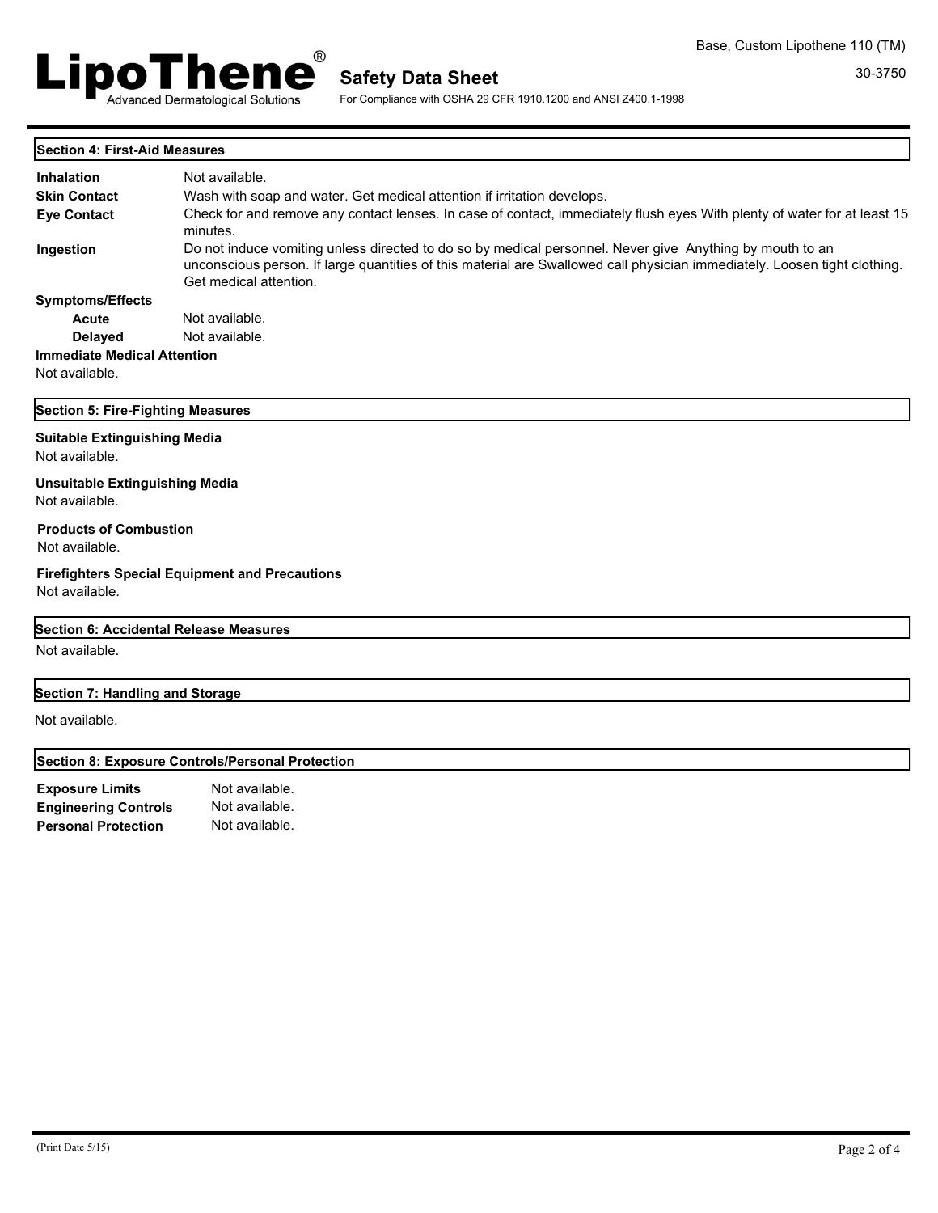## Section 4: First-Aid Measures

| | |
|---|---|
| **Inhalation** | Not available. |
| **Skin Contact** | Wash with soap and water. Get medical attention if irritation develops. |
| **Eye Contact** | Check for and remove any contact lenses. In case of contact, immediately flush eyes With plenty of water for at least 15 minutes. |
| **Ingestion** | Do not induce vomiting unless directed to do so by medical personnel. Never give Anything by mouth to an unconscious person. If large quantities of this material are Swallowed call physician immediately. Loosen tight clothing. Get medical attention. |

**Symptoms/Effects**

| | |
|---|---|
| **Acute** | Not available. |
| **Delayed** | Not available. |

**Immediate Medical Attention**

Not available.

## Section 5: Fire-Fighting Measures

**Suitable Extinguishing Media**

Not available.

**Unsuitable Extinguishing Media**

Not available.

**Products of Combustion**

Not available.

**Firefighters Special Equipment and Precautions**

Not available.

## Section 6: Accidental Release Measures

Not available.

## Section 7: Handling and Storage

Not available.

## Section 8: Exposure Controls/Personal Protection

| | |
|---|---|
| **Exposure Limits** | Not available. |
| **Engineering Controls** | Not available. |
| **Personal Protection** | Not available. |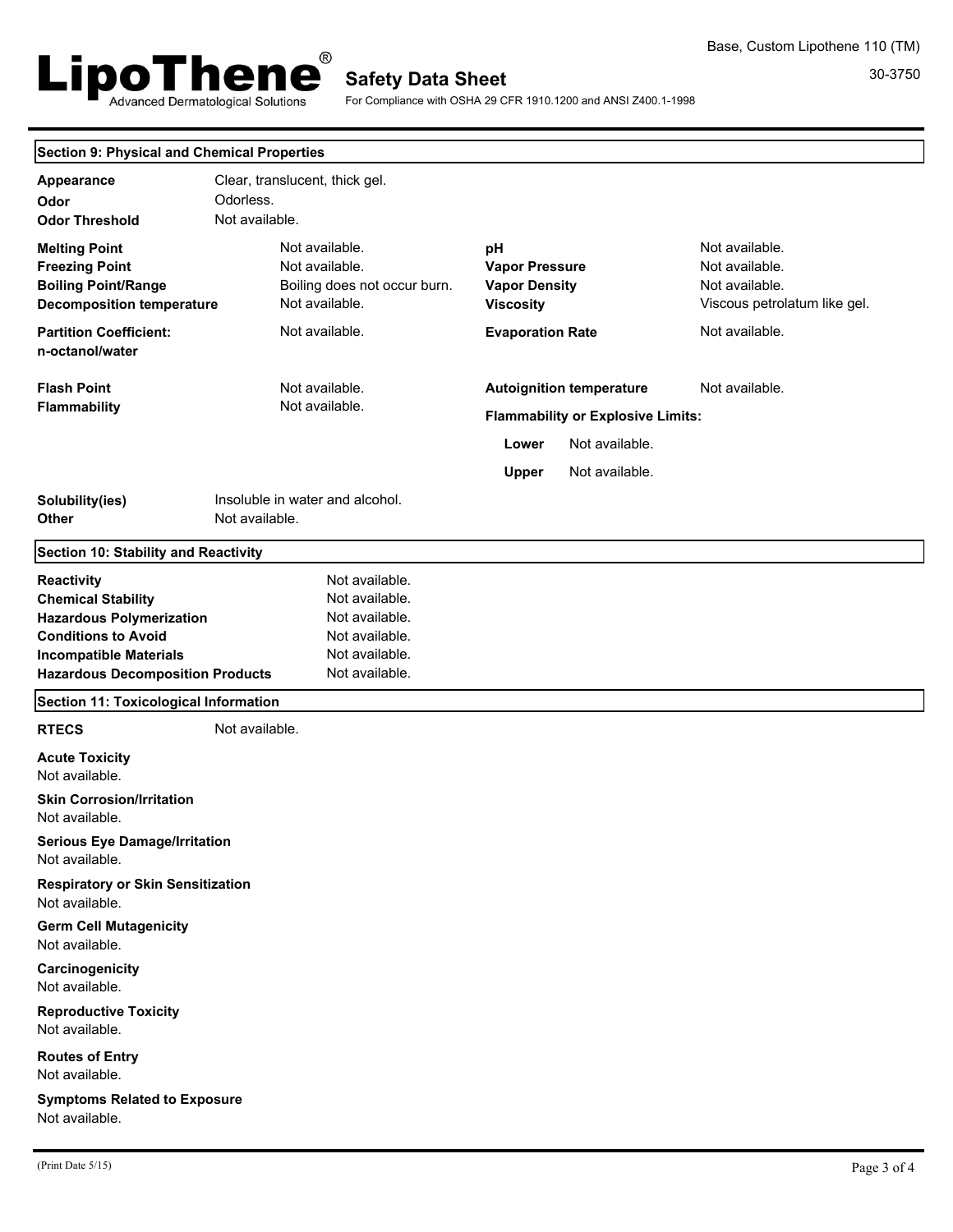## Section 9: Physical and Chemical Properties

| | |
|---|---|
| **Appearance** | Clear, translucent, thick gel. |
| **Odor** | Odorless. |
| **Odor Threshold** | Not available. |

| | | | |
|---|---|---|---|
| **Melting Point** | Not available. | **pH** | Not available. |
| **Freezing Point** | Not available. | **Vapor Pressure** | Not available. |
| **Boiling Point/Range** | Boiling does not occur burn. | **Vapor Density** | Not available. |
| **Decomposition temperature** | Not available. | **Viscosity** | Viscous petrolatum like gel. |
| **Partition Coefficient: n-octanol/water** | Not available. | **Evaporation Rate** | Not available. |
| **Flash Point** | Not available. | **Autoignition temperature** | Not available. |
| **Flammability** | Not available. | **Flammability or Explosive Limits:** | |
| | | **Lower** | Not available. |
| | | **Upper** | Not available. |

| | |
|---|---|
| **Solubility(ies)** | Insoluble in water and alcohol. |
| **Other** | Not available. |

## Section 10: Stability and Reactivity

| | |
|---|---|
| **Reactivity** | Not available. |
| **Chemical Stability** | Not available. |
| **Hazardous Polymerization** | Not available. |
| **Conditions to Avoid** | Not available. |
| **Incompatible Materials** | Not available. |
| **Hazardous Decomposition Products** | Not available. |

## Section 11: Toxicological Information

**RTECS** Not available.

**Acute Toxicity**
Not available.

**Skin Corrosion/Irritation**
Not available.

**Serious Eye Damage/Irritation**
Not available.

**Respiratory or Skin Sensitization**
Not available.

**Germ Cell Mutagenicity**
Not available.

**Carcinogenicity**
Not available.

**Reproductive Toxicity**
Not available.

**Routes of Entry**
Not available.

**Symptoms Related to Exposure**
Not available.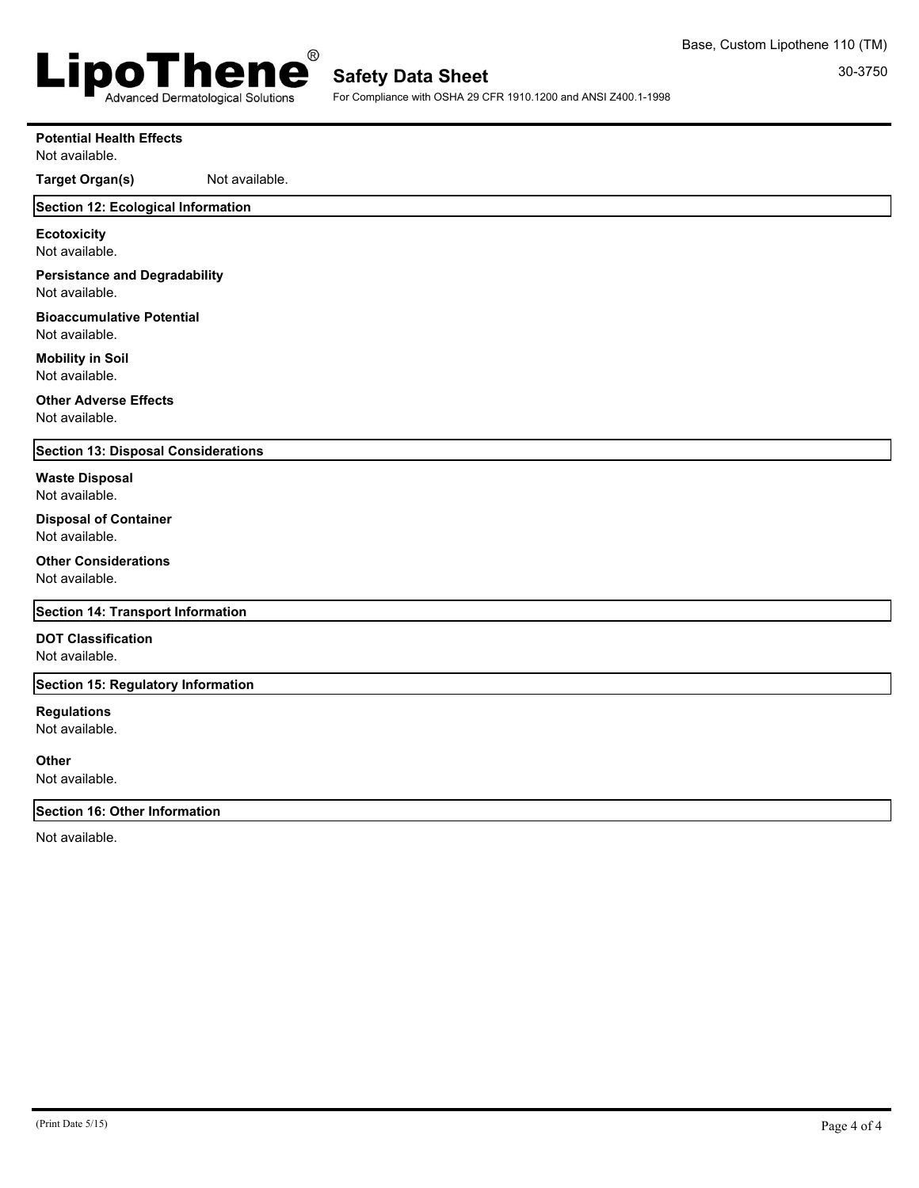**Potential Health Effects**
Not available.

**Target Organ(s)** Not available.

## Section 12: Ecological Information

**Ecotoxicity**
Not available.

**Persistance and Degradability**
Not available.

**Bioaccumulative Potential**
Not available.

**Mobility in Soil**
Not available.

**Other Adverse Effects**
Not available.

## Section 13: Disposal Considerations

**Waste Disposal**
Not available.

**Disposal of Container**
Not available.

**Other Considerations**
Not available.

## Section 14: Transport Information

**DOT Classification**
Not available.

## Section 15: Regulatory Information

**Regulations**
Not available.

**Other**
Not available.

## Section 16: Other Information

Not available.